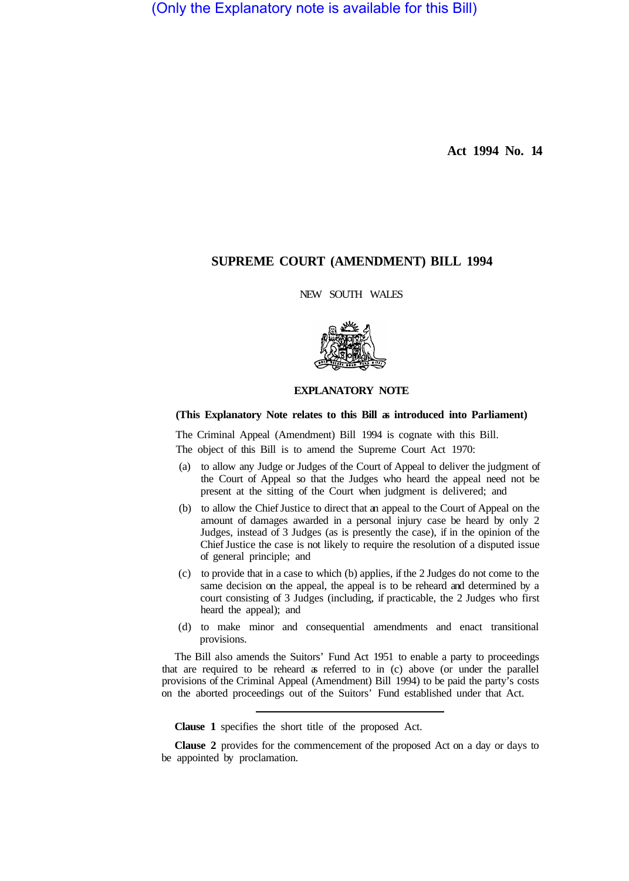(Only the Explanatory note is available for this Bill)

**Act 1994 No. 14**

# SUPREME COURT (AMENDMENT) BILL 1994

NEW SOUTH WALES

## EXPLANATORY NOTE

**(This Explanatory Note relates to this Bill as introduced into Parliament)**

The Criminal Appeal (Amendment) Bill 1994 is cognate with this Bill.

The object of this Bill is to amend the Supreme Court Act 1970:

(a) to allow any Judge or Judges of the Court of Appeal to deliver the judgment of the Court of Appeal so that the Judges who heard the appeal need not be present at the sitting of the Court when judgment is delivered; and

(b) to allow the Chief Justice to direct that an appeal to the Court of Appeal on the amount of damages awarded in a personal injury case be heard by only 2 Judges, instead of 3 Judges (as is presently the case), if in the opinion of the Chief Justice the case is not likely to require the resolution of a disputed issue of general principle; and

(c) to provide that in a case to which (b) applies, if the 2 Judges do not come to the same decision on the appeal, the appeal is to be reheard and determined by a court consisting of 3 Judges (including, if practicable, the 2 Judges who first heard the appeal); and

(d) to make minor and consequential amendments and enact transitional provisions.

The Bill also amends the Suitors' Fund Act 1951 to enable a party to proceedings that are required to be reheard as referred to in (c) above (or under the parallel provisions of the Criminal Appeal (Amendment) Bill 1994) to be paid the party's costs on the aborted proceedings out of the Suitors' Fund established under that Act.

---

**Clause 1** specifies the short title of the proposed Act.

**Clause 2** provides for the commencement of the proposed Act on a day or days to be appointed by proclamation.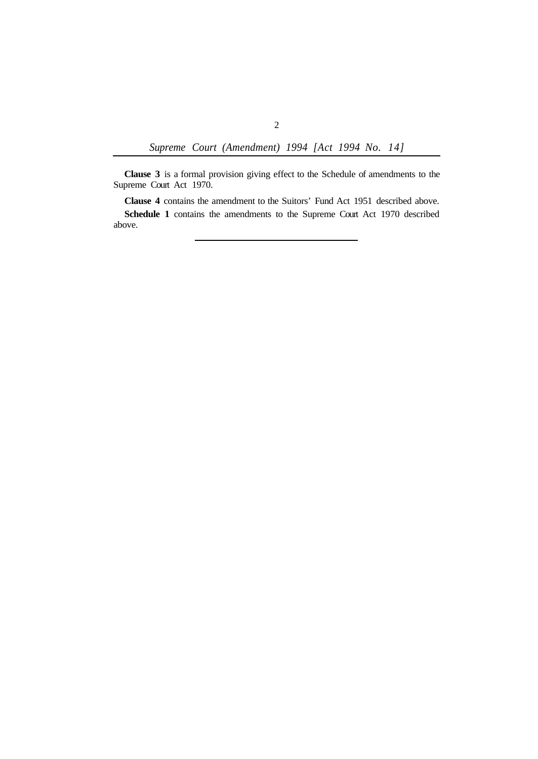**Clause 3** is a formal provision giving effect to the Schedule of amendments to the Supreme Court Act 1970.

**Clause 4** contains the amendment to the Suitors' Fund Act 1951 described above.

**Schedule 1** contains the amendments to the Supreme Court Act 1970 described above.